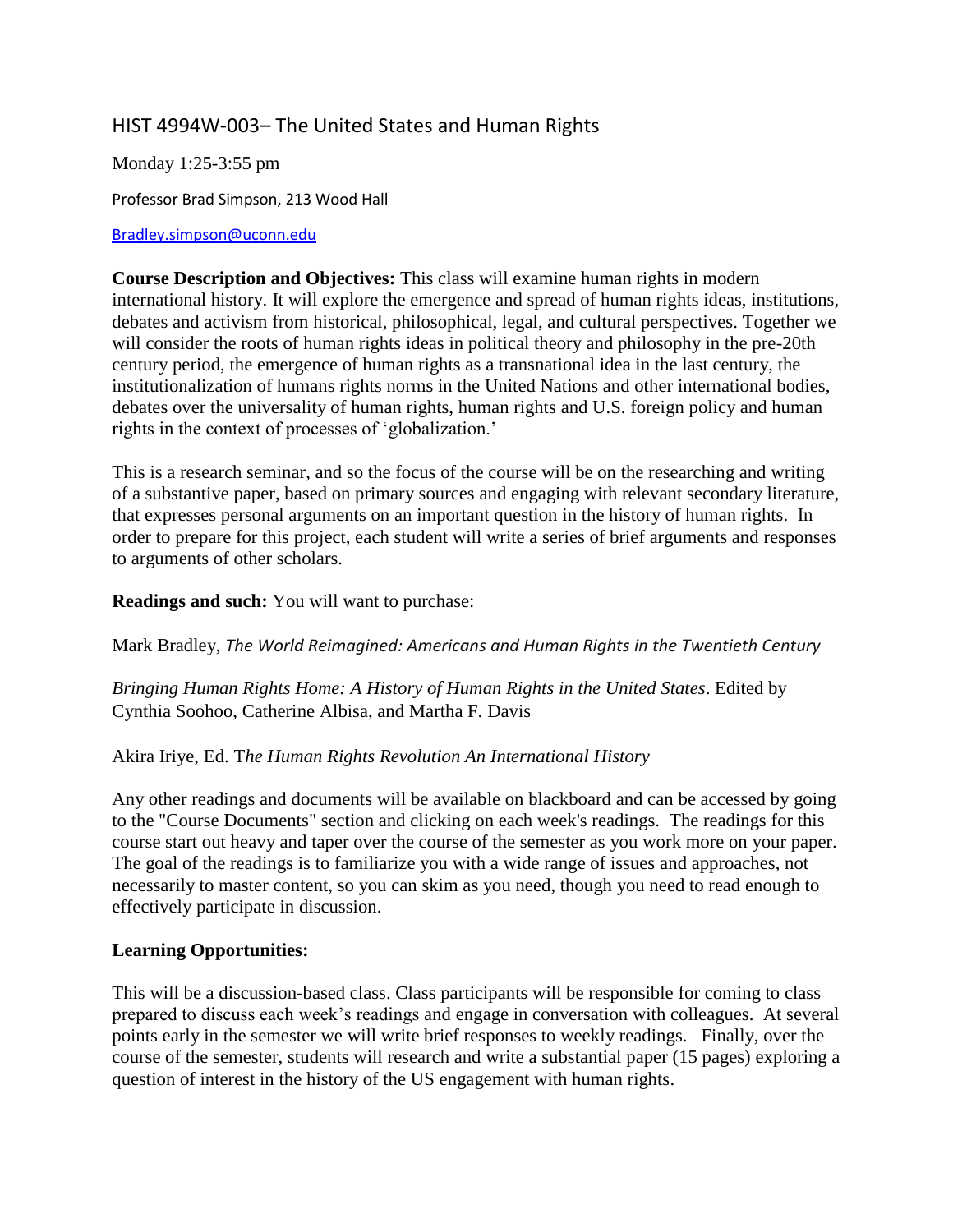# HIST 4994W-003– The United States and Human Rights

Monday 1:25-3:55 pm

Professor Brad Simpson, 213 Wood Hall

Bradley.simpson@uconn.edu

**Course Description and Objectives:** This class will examine human rights in modern international history. It will explore the emergence and spread of human rights ideas, institutions, debates and activism from historical, philosophical, legal, and cultural perspectives. Together we will consider the roots of human rights ideas in political theory and philosophy in the pre-20th century period, the emergence of human rights as a transnational idea in the last century, the institutionalization of humans rights norms in the United Nations and other international bodies, debates over the universality of human rights, human rights and U.S. foreign policy and human rights in the context of processes of 'globalization.'

This is a research seminar, and so the focus of the course will be on the researching and writing of a substantive paper, based on primary sources and engaging with relevant secondary literature, that expresses personal arguments on an important question in the history of human rights. In order to prepare for this project, each student will write a series of brief arguments and responses to arguments of other scholars.

**Readings and such:** You will want to purchase:

Mark Bradley, *The World Reimagined: Americans and Human Rights in the Twentieth Century*

*Bringing Human Rights Home: A History of Human Rights in the United States*. Edited by Cynthia Soohoo, Catherine Albisa, and Martha F. Davis

Akira Iriye, Ed. T*he Human Rights Revolution An International History*

Any other readings and documents will be available on blackboard and can be accessed by going to the "Course Documents" section and clicking on each week's readings. The readings for this course start out heavy and taper over the course of the semester as you work more on your paper. The goal of the readings is to familiarize you with a wide range of issues and approaches, not necessarily to master content, so you can skim as you need, though you need to read enough to effectively participate in discussion.

**Learning Opportunities:**

This will be a discussion-based class. Class participants will be responsible for coming to class prepared to discuss each week's readings and engage in conversation with colleagues. At several points early in the semester we will write brief responses to weekly readings. Finally, over the course of the semester, students will research and write a substantial paper (15 pages) exploring a question of interest in the history of the US engagement with human rights.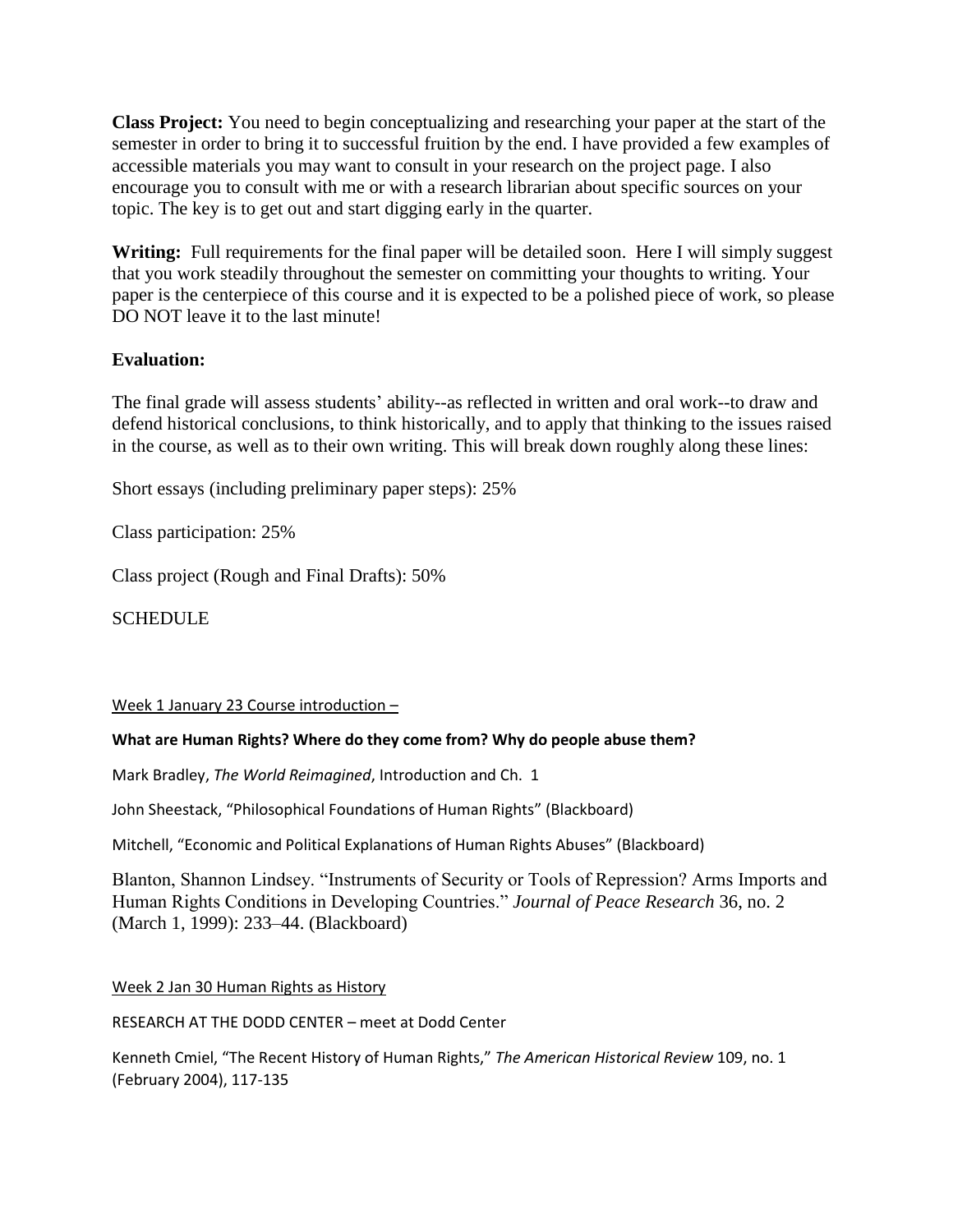**Class Project:** You need to begin conceptualizing and researching your paper at the start of the semester in order to bring it to successful fruition by the end. I have provided a few examples of accessible materials you may want to consult in your research on the project page. I also encourage you to consult with me or with a research librarian about specific sources on your topic. The key is to get out and start digging early in the quarter.

**Writing:** Full requirements for the final paper will be detailed soon. Here I will simply suggest that you work steadily throughout the semester on committing your thoughts to writing. Your paper is the centerpiece of this course and it is expected to be a polished piece of work, so please DO NOT leave it to the last minute!

**Evaluation:**

The final grade will assess students' ability--as reflected in written and oral work--to draw and defend historical conclusions, to think historically, and to apply that thinking to the issues raised in the course, as well as to their own writing. This will break down roughly along these lines:

Short essays (including preliminary paper steps): 25%

Class participation: 25%

Class project (Rough and Final Drafts): 50%

SCHEDULE

Week 1 January 23 Course introduction –

**What are Human Rights? Where do they come from? Why do people abuse them?**

Mark Bradley, *The World Reimagined*, Introduction and Ch. 1

John Sheestack, "Philosophical Foundations of Human Rights" (Blackboard)

Mitchell, "Economic and Political Explanations of Human Rights Abuses" (Blackboard)

Blanton, Shannon Lindsey. "Instruments of Security or Tools of Repression? Arms Imports and Human Rights Conditions in Developing Countries." *Journal of Peace Research* 36, no. 2 (March 1, 1999): 233–44. (Blackboard)

Week 2 Jan 30 Human Rights as History

RESEARCH AT THE DODD CENTER – meet at Dodd Center

Kenneth Cmiel, "The Recent History of Human Rights," *The American Historical Review* 109, no. 1 (February 2004), 117-135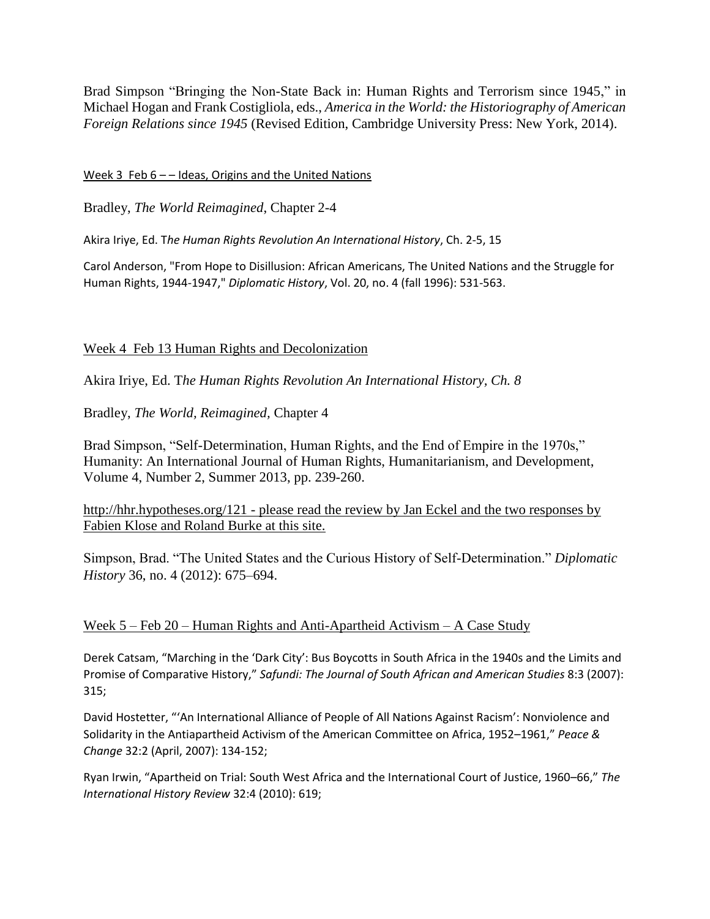Brad Simpson "Bringing the Non-State Back in: Human Rights and Terrorism since 1945," in Michael Hogan and Frank Costigliola, eds., *America in the World: the Historiography of American Foreign Relations since 1945* (Revised Edition, Cambridge University Press: New York, 2014).

## Week 3 Feb 6 – – Ideas, Origins and the United Nations

Bradley, *The World Reimagined*, Chapter 2-4

Akira Iriye, Ed. T*he Human Rights Revolution An International History*, Ch. 2-5, 15

Carol Anderson, "From Hope to Disillusion: African Americans, The United Nations and the Struggle for Human Rights, 1944-1947," *Diplomatic History*, Vol. 20, no. 4 (fall 1996): 531-563.

## Week 4 Feb 13 Human Rights and Decolonization

Akira Iriye, Ed. T*he Human Rights Revolution An International History, Ch. 8*

Bradley, *The World, Reimagined*, Chapter 4

Brad Simpson, "Self-Determination, Human Rights, and the End of Empire in the 1970s," Humanity: An International Journal of Human Rights, Humanitarianism, and Development, Volume 4, Number 2, Summer 2013, pp. 239-260.

http://hhr.hypotheses.org/121 - please read the review by Jan Eckel and the two responses by Fabien Klose and Roland Burke at this site.

Simpson, Brad. "The United States and the Curious History of Self-Determination." *Diplomatic History* 36, no. 4 (2012): 675–694.

## Week 5 – Feb 20 – Human Rights and Anti-Apartheid Activism – A Case Study

Derek Catsam, "Marching in the 'Dark City': Bus Boycotts in South Africa in the 1940s and the Limits and Promise of Comparative History," *Safundi: The Journal of South African and American Studies* 8:3 (2007): 315;

David Hostetter, "'An International Alliance of People of All Nations Against Racism': Nonviolence and Solidarity in the Antiapartheid Activism of the American Committee on Africa, 1952–1961," *Peace & Change* 32:2 (April, 2007): 134-152;

Ryan Irwin, "Apartheid on Trial: South West Africa and the International Court of Justice, 1960–66," *The International History Review* 32:4 (2010): 619;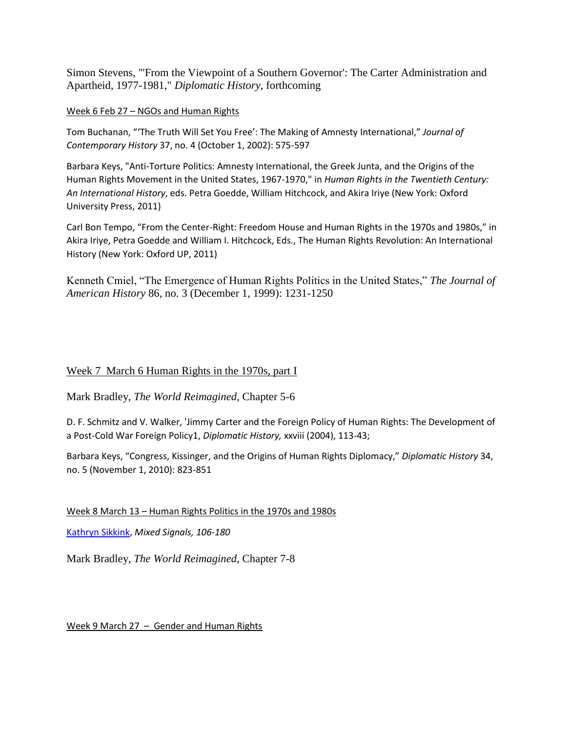Simon Stevens, "'From the Viewpoint of a Southern Governor': The Carter Administration and Apartheid, 1977-1981," *Diplomatic History*, forthcoming

Week 6 Feb 27 – NGOs and Human Rights

Tom Buchanan, "'The Truth Will Set You Free': The Making of Amnesty International," *Journal of Contemporary History* 37, no. 4 (October 1, 2002): 575-597

Barbara Keys, "Anti-Torture Politics: Amnesty International, the Greek Junta, and the Origins of the Human Rights Movement in the United States, 1967-1970," in *Human Rights in the Twentieth Century: An International History*, eds. Petra Goedde, William Hitchcock, and Akira Iriye (New York: Oxford University Press, 2011)

Carl Bon Tempo, "From the Center-Right: Freedom House and Human Rights in the 1970s and 1980s," in Akira Iriye, Petra Goedde and William I. Hitchcock, Eds., The Human Rights Revolution: An International History (New York: Oxford UP, 2011)

Kenneth Cmiel, "The Emergence of Human Rights Politics in the United States," *The Journal of American History* 86, no. 3 (December 1, 1999): 1231-1250

Week 7 March 6 Human Rights in the 1970s, part I

Mark Bradley, *The World Reimagined*, Chapter 5-6

D. F. Schmitz and V. Walker, 'Jimmy Carter and the Foreign Policy of Human Rights: The Development of a Post-Cold War Foreign Policy1, *Diplomatic History,* xxviii (2004), 113-43;

Barbara Keys, "Congress, Kissinger, and the Origins of Human Rights Diplomacy," *Diplomatic History* 34, no. 5 (November 1, 2010): 823-851

Week 8 March 13 – Human Rights Politics in the 1970s and 1980s

Kathryn Sikkink, *Mixed Signals, 106-180*

Mark Bradley, *The World Reimagined*, Chapter 7-8

Week 9 March 27 – Gender and Human Rights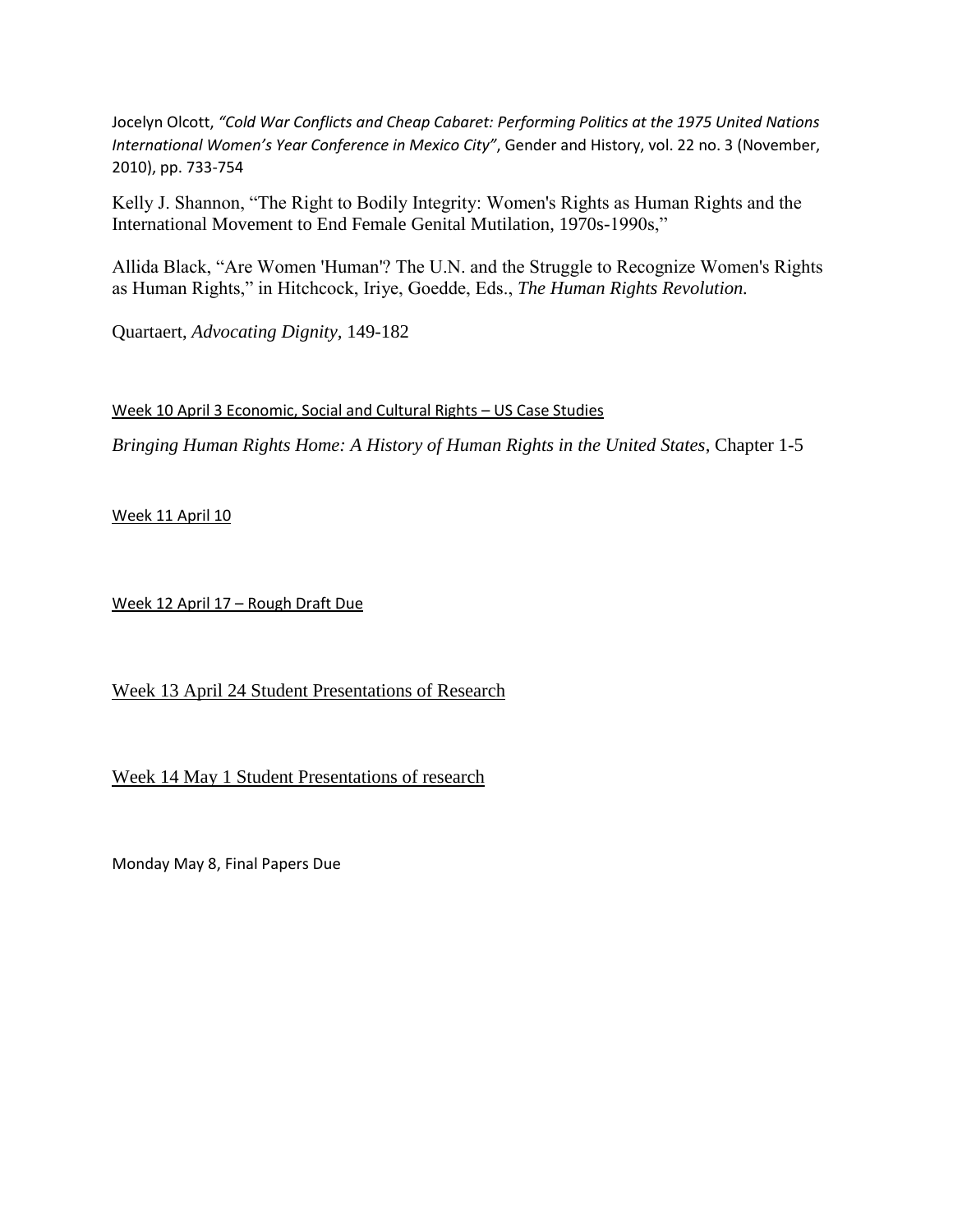Jocelyn Olcott, *"Cold War Conflicts and Cheap Cabaret: Performing Politics at the 1975 United Nations International Women's Year Conference in Mexico City"*, Gender and History, vol. 22 no. 3 (November, 2010), pp. 733-754

Kelly J. Shannon, "The Right to Bodily Integrity: Women's Rights as Human Rights and the International Movement to End Female Genital Mutilation, 1970s-1990s,"

Allida Black, "Are Women 'Human'? The U.N. and the Struggle to Recognize Women's Rights as Human Rights," in Hitchcock, Iriye, Goedde, Eds., *The Human Rights Revolution.*

Quartaert, *Advocating Dignity,* 149-182

<u>Week 10 April 3 Economic, Social and Cultural Rights – US Case Studies</u>

*Bringing Human Rights Home: A History of Human Rights in the United States*, Chapter 1-5

<u>Week 11 April 10</u>

<u>Week 12 April 17 – Rough Draft Due</u>

<u>Week 13 April 24 Student Presentations of Research</u>

<u>Week 14 May 1 Student Presentations of research</u>

Monday May 8, Final Papers Due